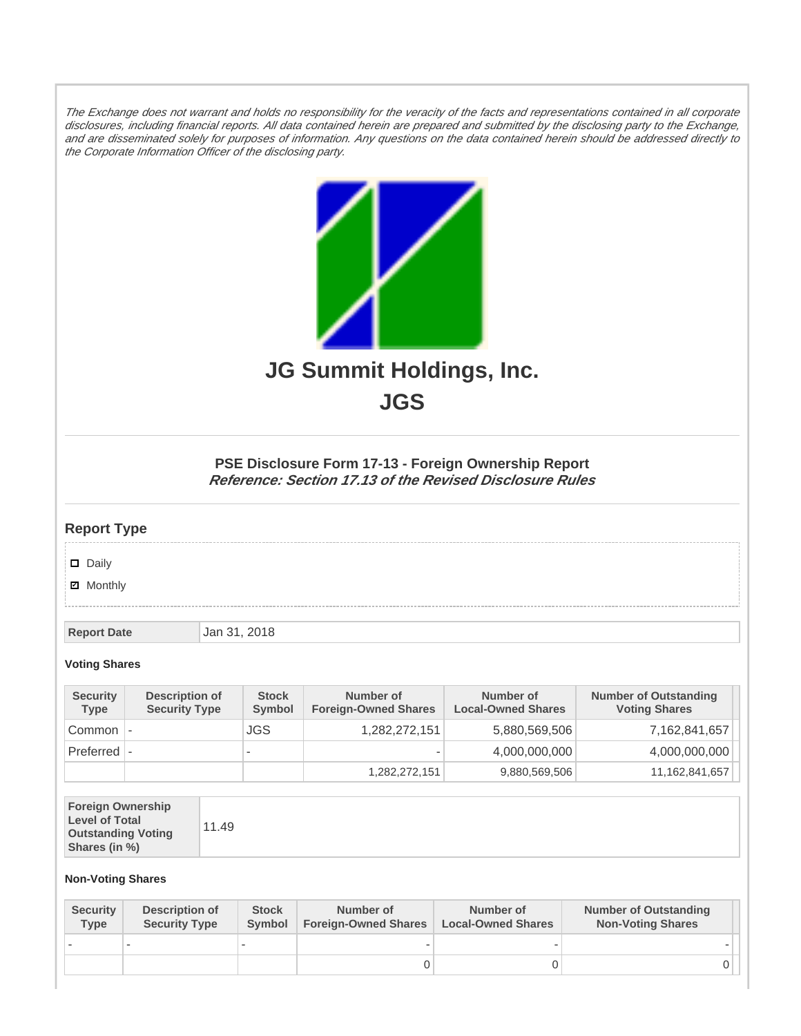*The Exchange does not warrant and holds no responsibility for the veracity of the facts and representations contained in all corporate disclosures, including financial reports. All data contained herein are prepared and submitted by the disclosing party to the Exchange, and are disseminated solely for purposes of information. Any questions on the data contained herein should be addressed directly to the Corporate Information Officer of the disclosing party.*

# JG Summit Holdings, Inc.

# JGS

### PSE Disclosure Form 17-13 - Foreign Ownership Report

***Reference: Section 17.13 of the Revised Disclosure Rules***

## Report Type

- ☐ Daily
- ☑ Monthly

| Report Date | Jan 31, 2018 |
|---|---|

**Voting Shares**

| Security Type | Description of Security Type | Stock Symbol | Number of Foreign-Owned Shares | Number of Local-Owned Shares | Number of Outstanding Voting Shares |
|---|---|---|---|---|---|
| Common | - | JGS | 1,282,272,151 | 5,880,569,506 | 7,162,841,657 |
| Preferred | - | - | - | 4,000,000,000 | 4,000,000,000 |
| | | | 1,282,272,151 | 9,880,569,506 | 11,162,841,657 |

| Foreign Ownership Level of Total Outstanding Voting Shares (in %) | 11.49 |
|---|---|

**Non-Voting Shares**

| Security Type | Description of Security Type | Stock Symbol | Number of Foreign-Owned Shares | Number of Local-Owned Shares | Number of Outstanding Non-Voting Shares |
|---|---|---|---|---|---|
| - | - | - | - | - | - |
| | | | 0 | 0 | 0 |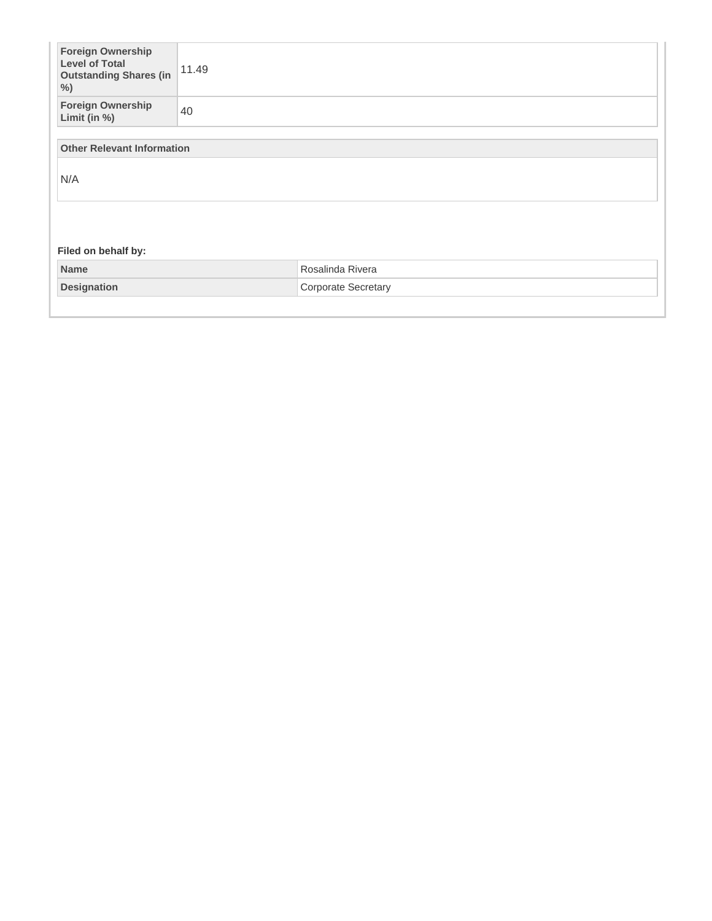| | |
|---|---|
| **Foreign Ownership Level of Total Outstanding Shares (in %)** | 11.49 |
| **Foreign Ownership Limit (in %)** | 40 |

| **Other Relevant Information** |
|---|
| N/A |

**Filed on behalf by:**

| | |
|---|---|
| **Name** | Rosalinda Rivera |
| **Designation** | Corporate Secretary |